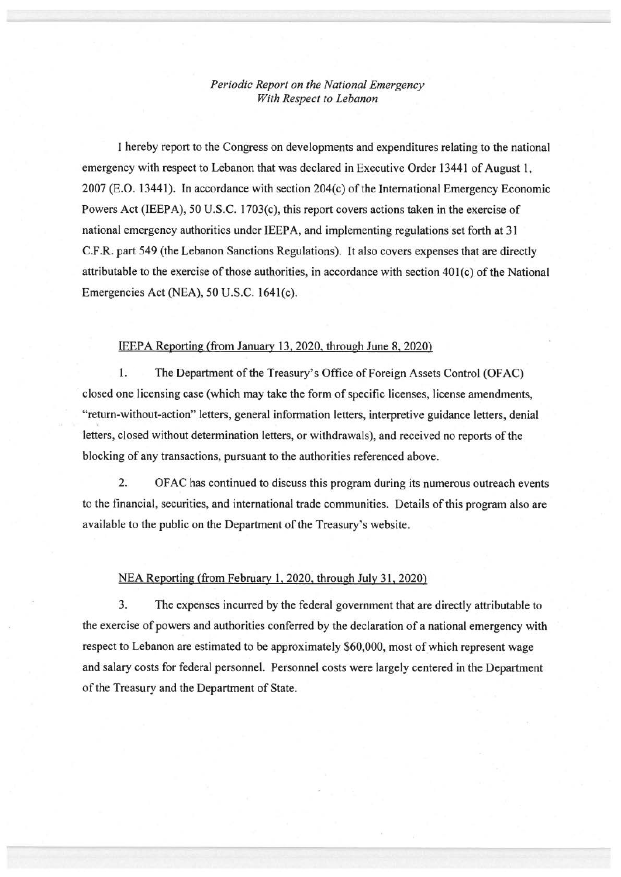*Periodic Report on the National Emergency With Respect to Lebanon*

I hereby report to the Congress on developments and expenditures relating to the national emergency with respect to Lebanon that was declared in Executive Order 13441 of August 1, 2007 (E.O. 13441). In accordance with section 204(c) of the International Emergency Economic Powers Act (IEEPA), 50 U.S.C. 1703(c), this report covers actions taken in the exercise of national emergency authorities under IEEPA, and implementing regulations set forth at 31 C.F.R. part 549 (the Lebanon Sanctions Regulations). It also covers expenses that are directly attributable to the exercise of those authorities, in accordance with section 401(c) of the National Emergencies Act (NEA), 50 U.S.C. 1641(c).

<u>IEEPA Reporting (from January 13, 2020, through June 8, 2020)</u>

1. The Department of the Treasury's Office of Foreign Assets Control (OFAC) closed one licensing case (which may take the form of specific licenses, license amendments, "return-without-action" letters, general information letters, interpretive guidance letters, denial letters, closed without determination letters, or withdrawals), and received no reports of the blocking of any transactions, pursuant to the authorities referenced above.

2. OFAC has continued to discuss this program during its numerous outreach events to the financial, securities, and international trade communities. Details of this program also are available to the public on the Department of the Treasury's website.

<u>NEA Reporting (from February 1, 2020, through July 31, 2020)</u>

3. The expenses incurred by the federal government that are directly attributable to the exercise of powers and authorities conferred by the declaration of a national emergency with respect to Lebanon are estimated to be approximately $60,000, most of which represent wage and salary costs for federal personnel. Personnel costs were largely centered in the Department of the Treasury and the Department of State.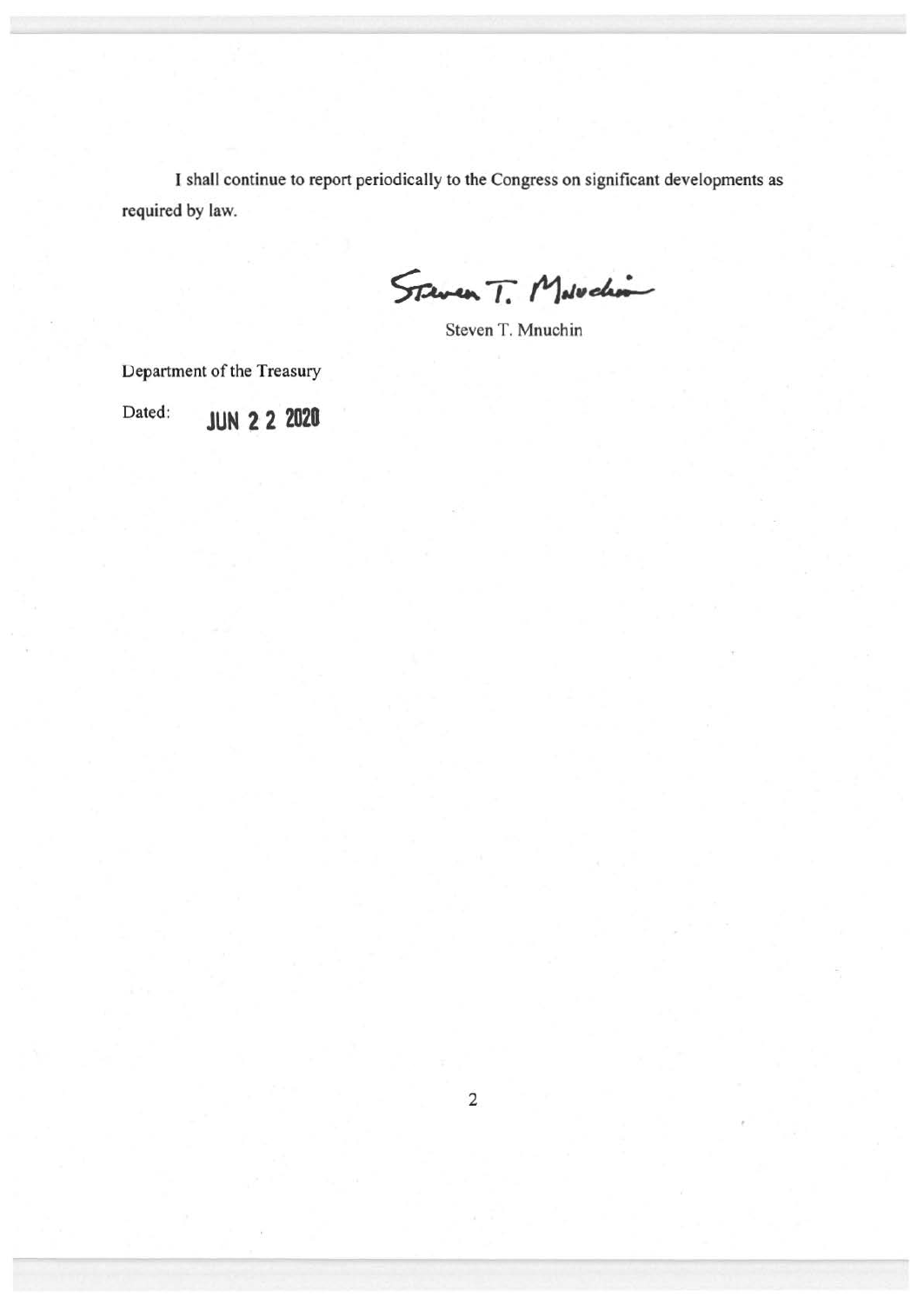I shall continue to report periodically to the Congress on significant developments as required by law.

Steven T. Mnuchin

Steven T. Mnuchin

Department of the Treasury

Dated: JUN 22 2020